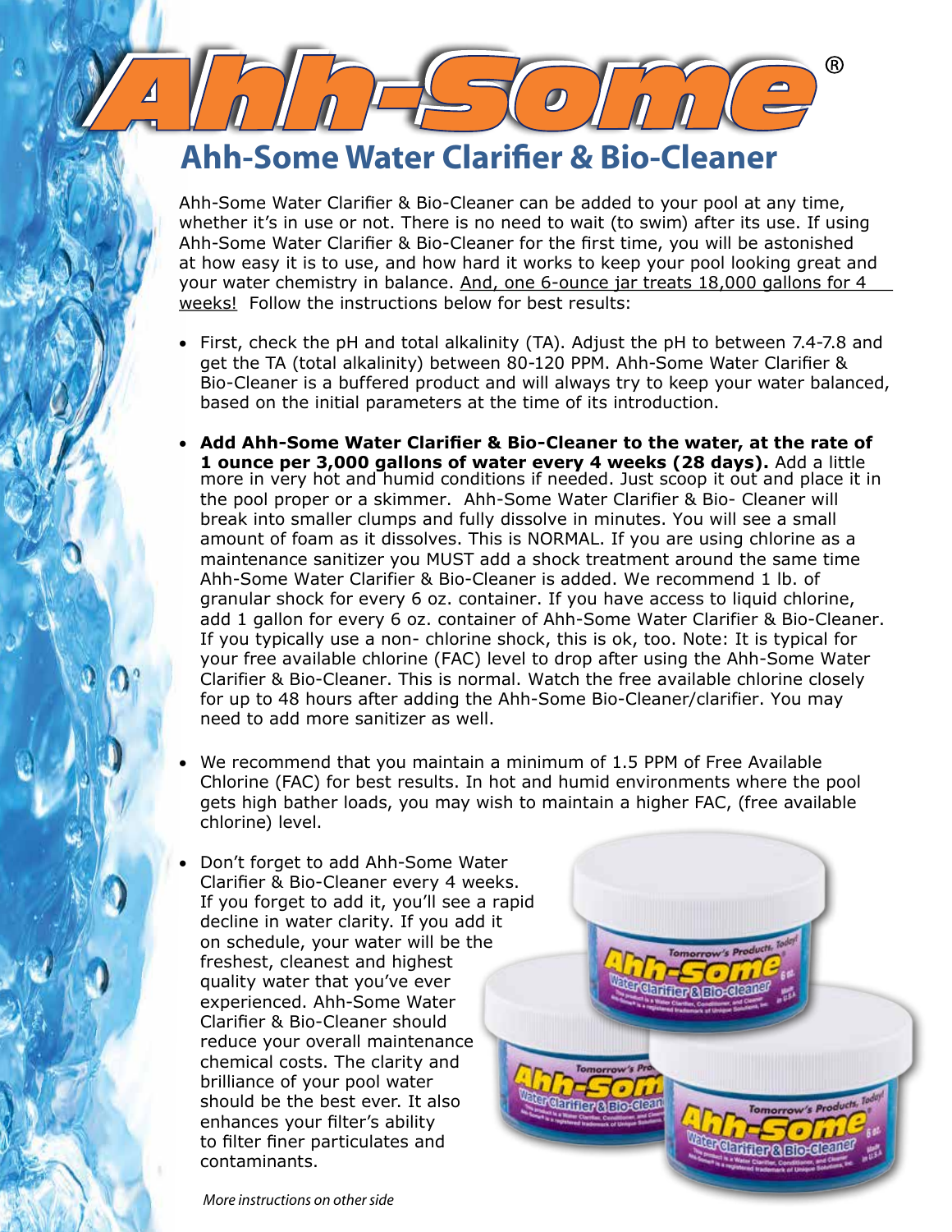# Ahh-Some®

## Ahh-Some Water Clarifier & Bio-Cleaner

Ahh-Some Water Clarifier & Bio-Cleaner can be added to your pool at any time, whether it's in use or not. There is no need to wait (to swim) after its use. If using Ahh-Some Water Clarifier & Bio-Cleaner for the first time, you will be astonished at how easy it is to use, and how hard it works to keep your pool looking great and your water chemistry in balance. <u>And, one 6-ounce jar treats 18,000 gallons for 4 weeks!</u> Follow the instructions below for best results:

- First, check the pH and total alkalinity (TA). Adjust the pH to between 7.4-7.8 and get the TA (total alkalinity) between 80-120 PPM. Ahh-Some Water Clarifier & Bio-Cleaner is a buffered product and will always try to keep your water balanced, based on the initial parameters at the time of its introduction.

- **Add Ahh-Some Water Clarifier & Bio-Cleaner to the water, at the rate of 1 ounce per 3,000 gallons of water every 4 weeks (28 days).** Add a little more in very hot and humid conditions if needed. Just scoop it out and place it in the pool proper or a skimmer. Ahh-Some Water Clarifier & Bio- Cleaner will break into smaller clumps and fully dissolve in minutes. You will see a small amount of foam as it dissolves. This is NORMAL. If you are using chlorine as a maintenance sanitizer you MUST add a shock treatment around the same time Ahh-Some Water Clarifier & Bio-Cleaner is added. We recommend 1 lb. of granular shock for every 6 oz. container. If you have access to liquid chlorine, add 1 gallon for every 6 oz. container of Ahh-Some Water Clarifier & Bio-Cleaner. If you typically use a non- chlorine shock, this is ok, too. Note: It is typical for your free available chlorine (FAC) level to drop after using the Ahh-Some Water Clarifier & Bio-Cleaner. This is normal. Watch the free available chlorine closely for up to 48 hours after adding the Ahh-Some Bio-Cleaner/clarifier. You may need to add more sanitizer as well.

- We recommend that you maintain a minimum of 1.5 PPM of Free Available Chlorine (FAC) for best results. In hot and humid environments where the pool gets high bather loads, you may wish to maintain a higher FAC, (free available chlorine) level.

- Don't forget to add Ahh-Some Water Clarifier & Bio-Cleaner every 4 weeks. If you forget to add it, you'll see a rapid decline in water clarity. If you add it on schedule, your water will be the freshest, cleanest and highest quality water that you've ever experienced. Ahh-Some Water Clarifier & Bio-Cleaner should reduce your overall maintenance chemical costs. The clarity and brilliance of your pool water should be the best ever. It also enhances your filter's ability to filter finer particulates and contaminants.

*More instructions on other side*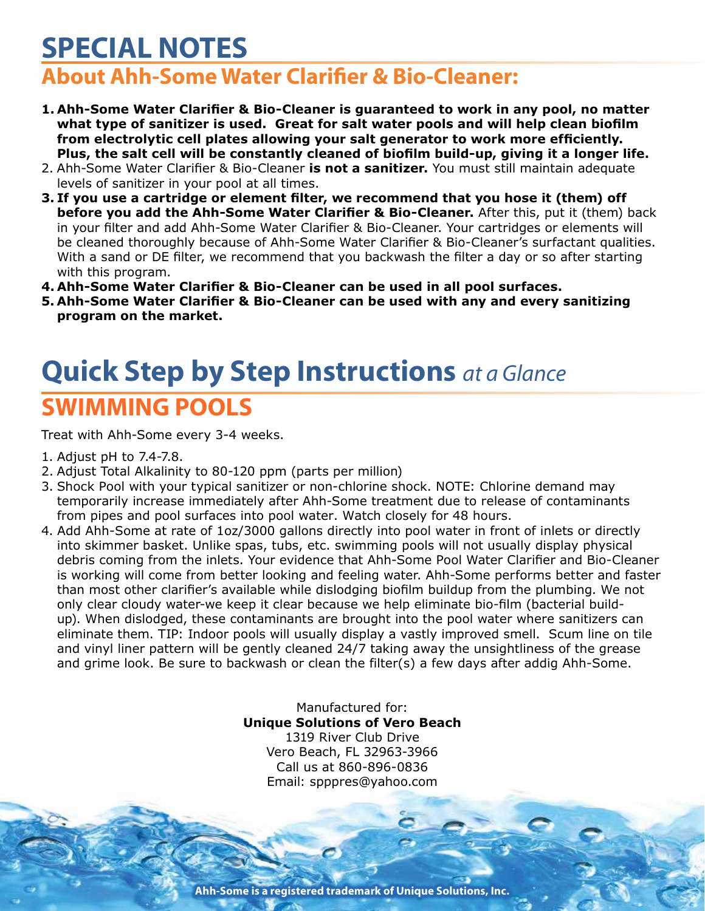# SPECIAL NOTES

## About Ahh-Some Water Clarifier & Bio-Cleaner:

1. **Ahh-Some Water Clarifier & Bio-Cleaner is guaranteed to work in any pool, no matter what type of sanitizer is used. Great for salt water pools and will help clean biofilm from electrolytic cell plates allowing your salt generator to work more efficiently. Plus, the salt cell will be constantly cleaned of biofilm build-up, giving it a longer life.**
2. Ahh-Some Water Clarifier & Bio-Cleaner **is not a sanitizer.** You must still maintain adequate levels of sanitizer in your pool at all times.
3. **If you use a cartridge or element filter, we recommend that you hose it (them) off before you add the Ahh-Some Water Clarifier & Bio-Cleaner.** After this, put it (them) back in your filter and add Ahh-Some Water Clarifier & Bio-Cleaner. Your cartridges or elements will be cleaned thoroughly because of Ahh-Some Water Clarifier & Bio-Cleaner's surfactant qualities. With a sand or DE filter, we recommend that you backwash the filter a day or so after starting with this program.
4. **Ahh-Some Water Clarifier & Bio-Cleaner can be used in all pool surfaces.**
5. **Ahh-Some Water Clarifier & Bio-Cleaner can be used with any and every sanitizing program on the market.**

# Quick Step by Step Instructions *at a Glance*

## SWIMMING POOLS

Treat with Ahh-Some every 3-4 weeks.

1. Adjust pH to 7.4-7.8.
2. Adjust Total Alkalinity to 80-120 ppm (parts per million)
3. Shock Pool with your typical sanitizer or non-chlorine shock. NOTE: Chlorine demand may temporarily increase immediately after Ahh-Some treatment due to release of contaminants from pipes and pool surfaces into pool water. Watch closely for 48 hours.
4. Add Ahh-Some at rate of 1oz/3000 gallons directly into pool water in front of inlets or directly into skimmer basket. Unlike spas, tubs, etc. swimming pools will not usually display physical debris coming from the inlets. Your evidence that Ahh-Some Pool Water Clarifier and Bio-Cleaner is working will come from better looking and feeling water. Ahh-Some performs better and faster than most other clarifier's available while dislodging biofilm buildup from the plumbing. We not only clear cloudy water-we keep it clear because we help eliminate bio-film (bacterial build-up). When dislodged, these contaminants are brought into the pool water where sanitizers can eliminate them. TIP: Indoor pools will usually display a vastly improved smell. Scum line on tile and vinyl liner pattern will be gently cleaned 24/7 taking away the unsightliness of the grease and grime look. Be sure to backwash or clean the filter(s) a few days after addig Ahh-Some.

Manufactured for:
**Unique Solutions of Vero Beach**
1319 River Club Drive
Vero Beach, FL 32963-3966
Call us at 860-896-0836
Email: spppres@yahoo.com

**Ahh-Some is a registered trademark of Unique Solutions, Inc.**